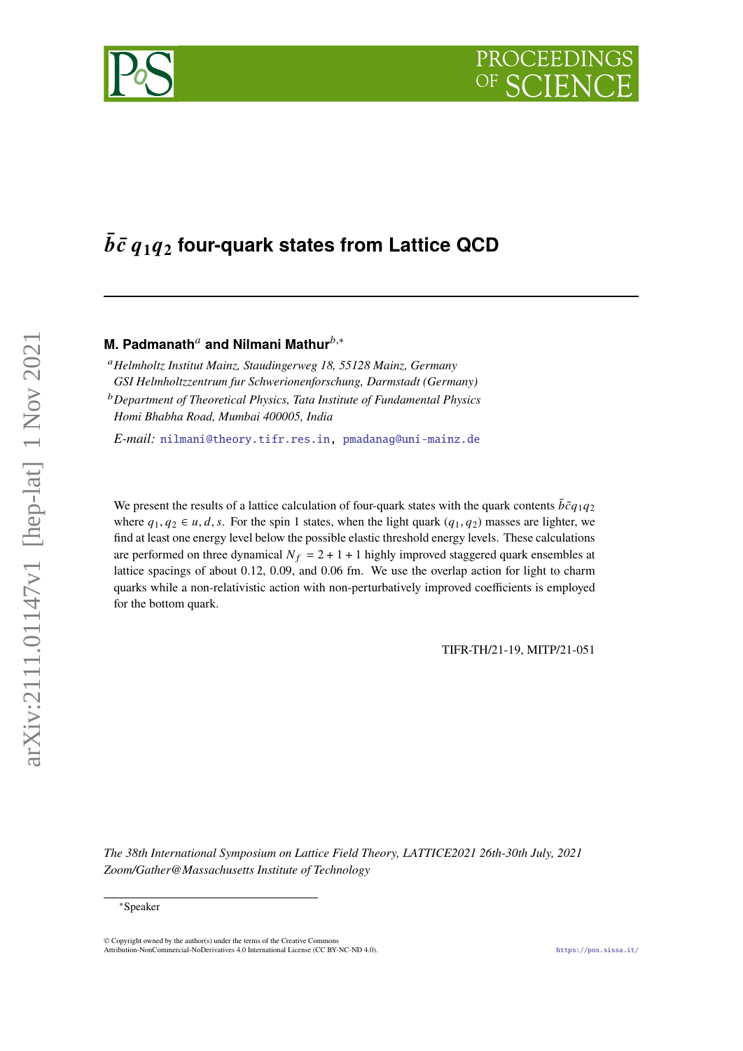# $\bar{b}\bar{c}\, q_1 q_2$ four-quark states from Lattice QCD

**M. Padmanath**[a] **and Nilmani Mathur**[b,*]

[a] *Helmholtz Institut Mainz, Staudingerweg 18, 55128 Mainz, Germany*
*GSI Helmholtzzentrum fur Schwerionenforschung, Darmstadt (Germany)*

[b] *Department of Theoretical Physics, Tata Institute of Fundamental Physics*
*Homi Bhabha Road, Mumbai 400005, India*

*E-mail:* nilmani@theory.tifr.res.in, pmadanag@uni-mainz.de

We present the results of a lattice calculation of four-quark states with the quark contents $\bar{b}\bar{c}q_1q_2$ where $q_1, q_2 \in u, d, s$. For the spin 1 states, when the light quark $(q_1, q_2)$ masses are lighter, we find at least one energy level below the possible elastic threshold energy levels. These calculations are performed on three dynamical $N_f = 2 + 1 + 1$ highly improved staggered quark ensembles at lattice spacings of about 0.12, 0.09, and 0.06 fm. We use the overlap action for light to charm quarks while a non-relativistic action with non-perturbatively improved coefficients is employed for the bottom quark.

TIFR-TH/21-19, MITP/21-051

*The 38th International Symposium on Lattice Field Theory, LATTICE2021 26th-30th July, 2021*
*Zoom/Gather@Massachusetts Institute of Technology*

*Speaker

© Copyright owned by the author(s) under the terms of the Creative Commons Attribution-NonCommercial-NoDerivatives 4.0 International License (CC BY-NC-ND 4.0).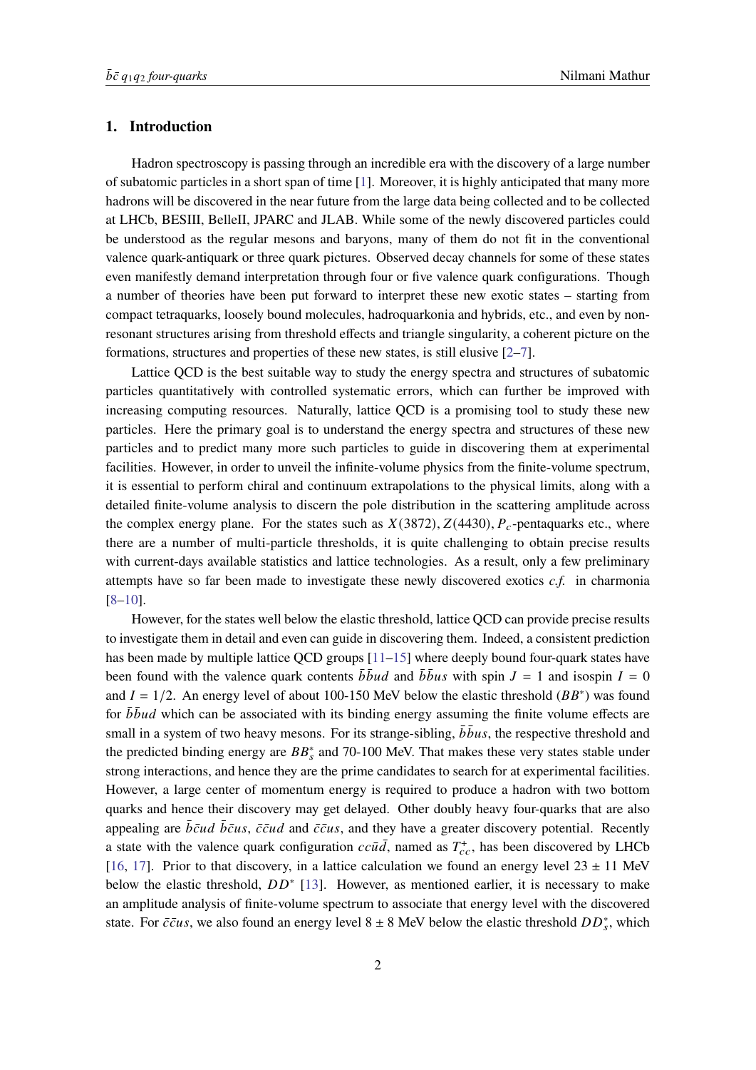## 1. Introduction

Hadron spectroscopy is passing through an incredible era with the discovery of a large number of subatomic particles in a short span of time [1]. Moreover, it is highly anticipated that many more hadrons will be discovered in the near future from the large data being collected and to be collected at LHCb, BESIII, BelleII, JPARC and JLAB. While some of the newly discovered particles could be understood as the regular mesons and baryons, many of them do not fit in the conventional valence quark-antiquark or three quark pictures. Observed decay channels for some of these states even manifestly demand interpretation through four or five valence quark configurations. Though a number of theories have been put forward to interpret these new exotic states – starting from compact tetraquarks, loosely bound molecules, hadroquarkonia and hybrids, etc., and even by non-resonant structures arising from threshold effects and triangle singularity, a coherent picture on the formations, structures and properties of these new states, is still elusive [2–7].

Lattice QCD is the best suitable way to study the energy spectra and structures of subatomic particles quantitatively with controlled systematic errors, which can further be improved with increasing computing resources. Naturally, lattice QCD is a promising tool to study these new particles. Here the primary goal is to understand the energy spectra and structures of these new particles and to predict many more such particles to guide in discovering them at experimental facilities. However, in order to unveil the infinite-volume physics from the finite-volume spectrum, it is essential to perform chiral and continuum extrapolations to the physical limits, along with a detailed finite-volume analysis to discern the pole distribution in the scattering amplitude across the complex energy plane. For the states such as $X(3872), Z(4430), P_c$-pentaquarks etc., where there are a number of multi-particle thresholds, it is quite challenging to obtain precise results with current-days available statistics and lattice technologies. As a result, only a few preliminary attempts have so far been made to investigate these newly discovered exotics *c.f.* in charmonia [8–10].

However, for the states well below the elastic threshold, lattice QCD can provide precise results to investigate them in detail and even can guide in discovering them. Indeed, a consistent prediction has been made by multiple lattice QCD groups [11–15] where deeply bound four-quark states have been found with the valence quark contents $\bar{b}\bar{b}ud$ and $\bar{b}\bar{b}us$ with spin $J = 1$ and isospin $I = 0$ and $I = 1/2$. An energy level of about 100-150 MeV below the elastic threshold ($BB^*$) was found for $\bar{b}\bar{b}ud$ which can be associated with its binding energy assuming the finite volume effects are small in a system of two heavy mesons. For its strange-sibling, $\bar{b}\bar{b}us$, the respective threshold and the predicted binding energy are $BB_s^*$ and 70-100 MeV. That makes these very states stable under strong interactions, and hence they are the prime candidates to search for at experimental facilities. However, a large center of momentum energy is required to produce a hadron with two bottom quarks and hence their discovery may get delayed. Other doubly heavy four-quarks that are also appealing are $\bar{b}\bar{c}ud$ $\bar{b}\bar{c}us$, $\bar{c}\bar{c}ud$ and $\bar{c}\bar{c}us$, and they have a greater discovery potential. Recently a state with the valence quark configuration $cc\bar{u}\bar{d}$, named as $T_{cc}^+$, has been discovered by LHCb [16, 17]. Prior to that discovery, in a lattice calculation we found an energy level $23 \pm 11$ MeV below the elastic threshold, $DD^*$ [13]. However, as mentioned earlier, it is necessary to make an amplitude analysis of finite-volume spectrum to associate that energy level with the discovered state. For $\bar{c}\bar{c}us$, we also found an energy level $8 \pm 8$ MeV below the elastic threshold $DD_s^*$, which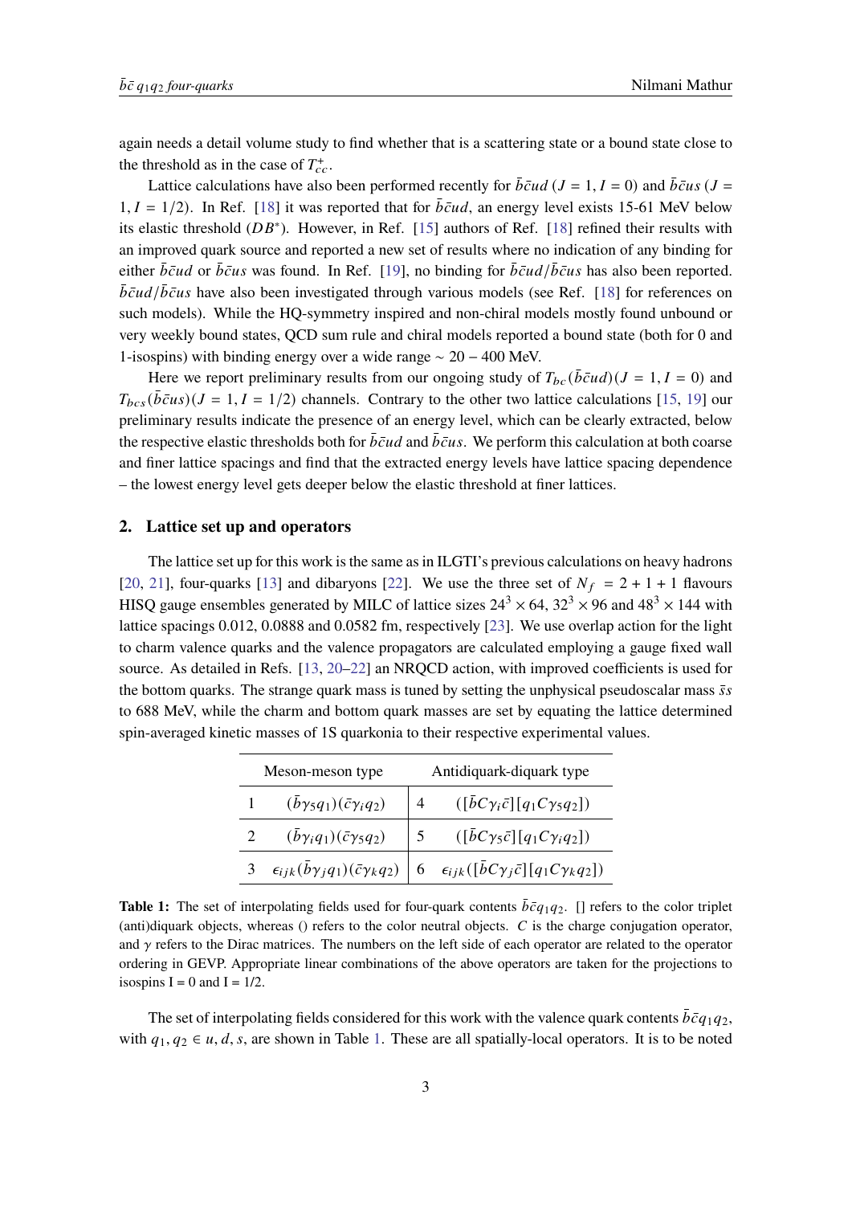again needs a detail volume study to find whether that is a scattering state or a bound state close to the threshold as in the case of $T_{cc}^{+}$.

Lattice calculations have also been performed recently for $\bar{b}\bar{c}ud$ ($J = 1, I = 0$) and $\bar{b}\bar{c}us$ ($J = 1, I = 1/2$). In Ref. [18] it was reported that for $\bar{b}\bar{c}ud$, an energy level exists 15-61 MeV below its elastic threshold ($DB^*$). However, in Ref. [15] authors of Ref. [18] refined their results with an improved quark source and reported a new set of results where no indication of any binding for either $\bar{b}\bar{c}ud$ or $\bar{b}\bar{c}us$ was found. In Ref. [19], no binding for $\bar{b}\bar{c}ud/\bar{b}\bar{c}us$ has also been reported. $\bar{b}\bar{c}ud/\bar{b}\bar{c}us$ have also been investigated through various models (see Ref. [18] for references on such models). While the HQ-symmetry inspired and non-chiral models mostly found unbound or very weekly bound states, QCD sum rule and chiral models reported a bound state (both for 0 and 1-isospins) with binding energy over a wide range $\sim 20 - 400$ MeV.

Here we report preliminary results from our ongoing study of $T_{bc}(\bar{b}\bar{c}ud)(J = 1, I = 0)$ and $T_{bcs}(\bar{b}\bar{c}us)(J = 1, I = 1/2)$ channels. Contrary to the other two lattice calculations [15, 19] our preliminary results indicate the presence of an energy level, which can be clearly extracted, below the respective elastic thresholds both for $\bar{b}\bar{c}ud$ and $\bar{b}\bar{c}us$. We perform this calculation at both coarse and finer lattice spacings and find that the extracted energy levels have lattice spacing dependence – the lowest energy level gets deeper below the elastic threshold at finer lattices.

## 2. Lattice set up and operators

The lattice set up for this work is the same as in ILGTI's previous calculations on heavy hadrons [20, 21], four-quarks [13] and dibaryons [22]. We use the three set of $N_f = 2 + 1 + 1$ flavours HISQ gauge ensembles generated by MILC of lattice sizes $24^3 \times 64$, $32^3 \times 96$ and $48^3 \times 144$ with lattice spacings 0.012, 0.0888 and 0.0582 fm, respectively [23]. We use overlap action for the light to charm valence quarks and the valence propagators are calculated employing a gauge fixed wall source. As detailed in Refs. [13, 20–22] an NRQCD action, with improved coefficients is used for the bottom quarks. The strange quark mass is tuned by setting the unphysical pseudoscalar mass $\bar{s}s$ to 688 MeV, while the charm and bottom quark masses are set by equating the lattice determined spin-averaged kinetic masses of 1S quarkonia to their respective experimental values.

| Meson-meson type | | Antidiquark-diquark type | |
|---|---|---|---|
| 1 | $(\bar{b}\gamma_5 q_1)(\bar{c}\gamma_i q_2)$ | 4 | $([\bar{b}C\gamma_i\bar{c}][q_1 C\gamma_5 q_2])$ |
| 2 | $(\bar{b}\gamma_i q_1)(\bar{c}\gamma_5 q_2)$ | 5 | $([\bar{b}C\gamma_5\bar{c}][q_1 C\gamma_i q_2])$ |
| 3 | $\epsilon_{ijk}(\bar{b}\gamma_j q_1)(\bar{c}\gamma_k q_2)$ | 6 | $\epsilon_{ijk}([\bar{b}C\gamma_j\bar{c}][q_1 C\gamma_k q_2])$ |

**Table 1:** The set of interpolating fields used for four-quark contents $\bar{b}\bar{c}q_1q_2$. [] refers to the color triplet (anti)diquark objects, whereas () refers to the color neutral objects. $C$ is the charge conjugation operator, and $\gamma$ refers to the Dirac matrices. The numbers on the left side of each operator are related to the operator ordering in GEVP. Appropriate linear combinations of the above operators are taken for the projections to isospins I = 0 and I = 1/2.

The set of interpolating fields considered for this work with the valence quark contents $\bar{b}\bar{c}q_1q_2$, with $q_1, q_2 \in u, d, s$, are shown in Table 1. These are all spatially-local operators. It is to be noted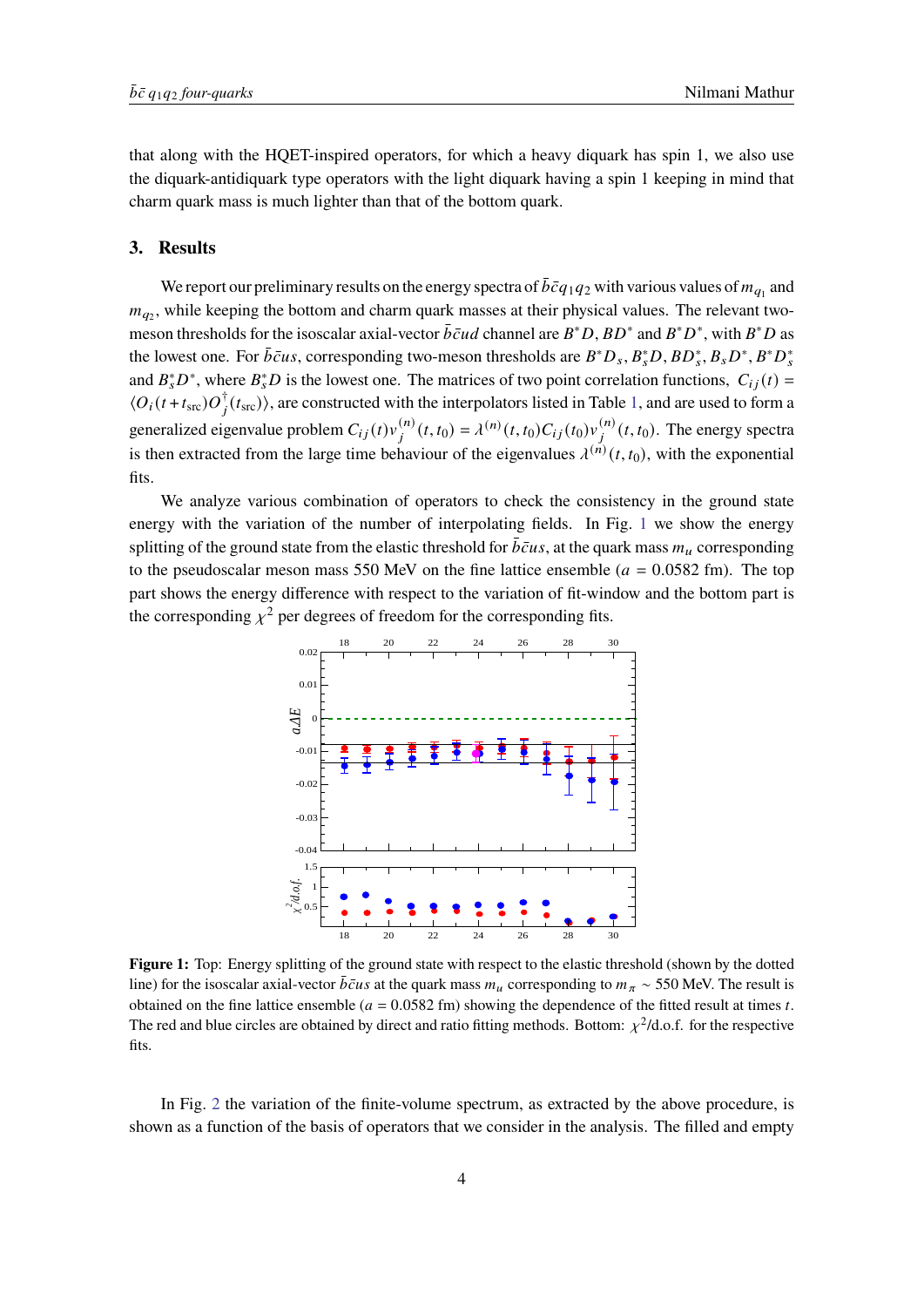that along with the HQET-inspired operators, for which a heavy diquark has spin 1, we also use the diquark-antidiquark type operators with the light diquark having a spin 1 keeping in mind that charm quark mass is much lighter than that of the bottom quark.

## 3. Results

We report our preliminary results on the energy spectra of $\bar{b}\bar{c}q_1q_2$ with various values of $m_{q_1}$ and $m_{q_2}$, while keeping the bottom and charm quark masses at their physical values. The relevant two-meson thresholds for the isoscalar axial-vector $\bar{b}\bar{c}ud$ channel are $B^*D$, $BD^*$ and $B^*D^*$, with $B^*D$ as the lowest one. For $\bar{b}\bar{c}us$, corresponding two-meson thresholds are $B^*D_s$, $B_s^*D$, $BD_s^*$, $B_sD^*$, $B^*D_s^*$ and $B_s^*D^*$, where $B_s^*D$ is the lowest one. The matrices of two point correlation functions, $C_{ij}(t) = \langle O_i(t+t_{\rm src})O_j^\dagger(t_{\rm src})\rangle$, are constructed with the interpolators listed in Table 1, and are used to form a generalized eigenvalue problem $C_{ij}(t)v_j^{(n)}(t,t_0) = \lambda^{(n)}(t,t_0)C_{ij}(t_0)v_j^{(n)}(t,t_0)$. The energy spectra is then extracted from the large time behaviour of the eigenvalues $\lambda^{(n)}(t,t_0)$, with the exponential fits.

We analyze various combination of operators to check the consistency in the ground state energy with the variation of the number of interpolating fields. In Fig. 1 we show the energy splitting of the ground state from the elastic threshold for $\bar{b}\bar{c}us$, at the quark mass $m_u$ corresponding to the pseudoscalar meson mass 550 MeV on the fine lattice ensemble ($a = 0.0582$ fm). The top part shows the energy difference with respect to the variation of fit-window and the bottom part is the corresponding $\chi^2$ per degrees of freedom for the corresponding fits.

**Figure 1:** Top: Energy splitting of the ground state with respect to the elastic threshold (shown by the dotted line) for the isoscalar axial-vector $\bar{b}\bar{c}us$ at the quark mass $m_u$ corresponding to $m_\pi \sim 550$ MeV. The result is obtained on the fine lattice ensemble ($a = 0.0582$ fm) showing the dependence of the fitted result at times $t$. The red and blue circles are obtained by direct and ratio fitting methods. Bottom: $\chi^2$/d.o.f. for the respective fits.

In Fig. 2 the variation of the finite-volume spectrum, as extracted by the above procedure, is shown as a function of the basis of operators that we consider in the analysis. The filled and empty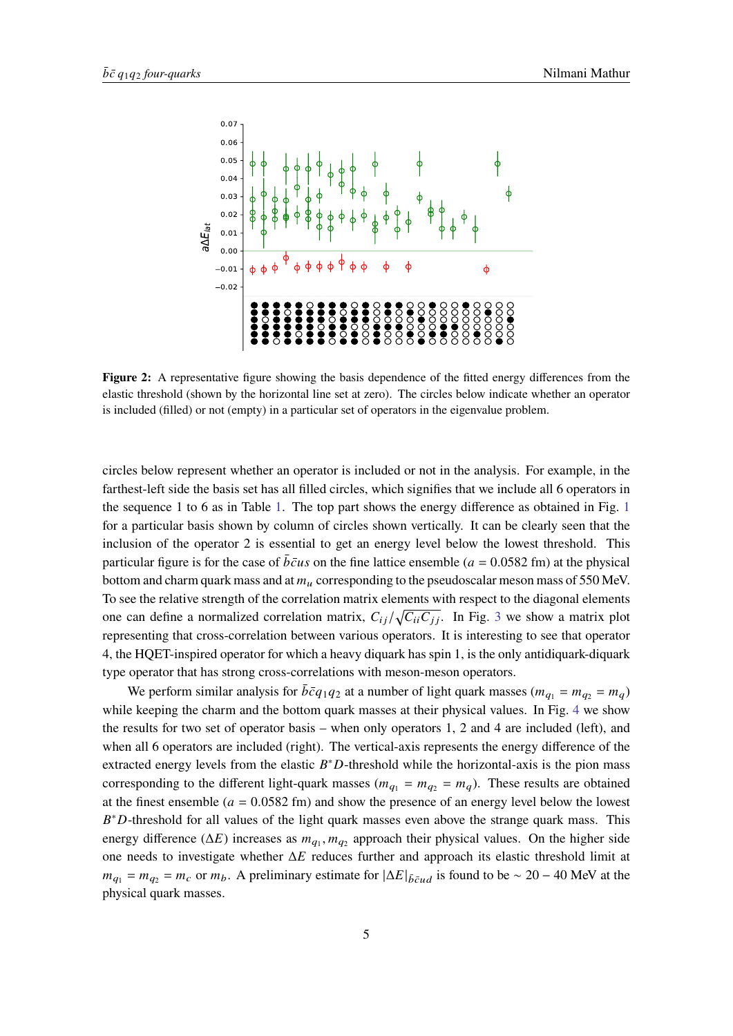**Figure 2:** A representative figure showing the basis dependence of the fitted energy differences from the elastic threshold (shown by the horizontal line set at zero). The circles below indicate whether an operator is included (filled) or not (empty) in a particular set of operators in the eigenvalue problem.

circles below represent whether an operator is included or not in the analysis. For example, in the farthest-left side the basis set has all filled circles, which signifies that we include all 6 operators in the sequence 1 to 6 as in Table 1. The top part shows the energy difference as obtained in Fig. 1 for a particular basis shown by column of circles shown vertically. It can be clearly seen that the inclusion of the operator 2 is essential to get an energy level below the lowest threshold. This particular figure is for the case of $\bar{b}\bar{c}us$ on the fine lattice ensemble ($a = 0.0582$ fm) at the physical bottom and charm quark mass and at $m_u$ corresponding to the pseudoscalar meson mass of 550 MeV. To see the relative strength of the correlation matrix elements with respect to the diagonal elements one can define a normalized correlation matrix, $C_{ij}/\sqrt{C_{ii}C_{jj}}$. In Fig. 3 we show a matrix plot representing that cross-correlation between various operators. It is interesting to see that operator 4, the HQET-inspired operator for which a heavy diquark has spin 1, is the only antidiquark-diquark type operator that has strong cross-correlations with meson-meson operators.

We perform similar analysis for $\bar{b}\bar{c}q_1q_2$ at a number of light quark masses ($m_{q_1} = m_{q_2} = m_q$) while keeping the charm and the bottom quark masses at their physical values. In Fig. 4 we show the results for two set of operator basis – when only operators 1, 2 and 4 are included (left), and when all 6 operators are included (right). The vertical-axis represents the energy difference of the extracted energy levels from the elastic $B^*D$-threshold while the horizontal-axis is the pion mass corresponding to the different light-quark masses ($m_{q_1} = m_{q_2} = m_q$). These results are obtained at the finest ensemble ($a = 0.0582$ fm) and show the presence of an energy level below the lowest $B^*D$-threshold for all values of the light quark masses even above the strange quark mass. This energy difference ($\Delta E$) increases as $m_{q_1}, m_{q_2}$ approach their physical values. On the higher side one needs to investigate whether $\Delta E$ reduces further and approach its elastic threshold limit at $m_{q_1} = m_{q_2} = m_c$ or $m_b$. A preliminary estimate for $|\Delta E|_{\bar{b}\bar{c}ud}$ is found to be $\sim 20 - 40$ MeV at the physical quark masses.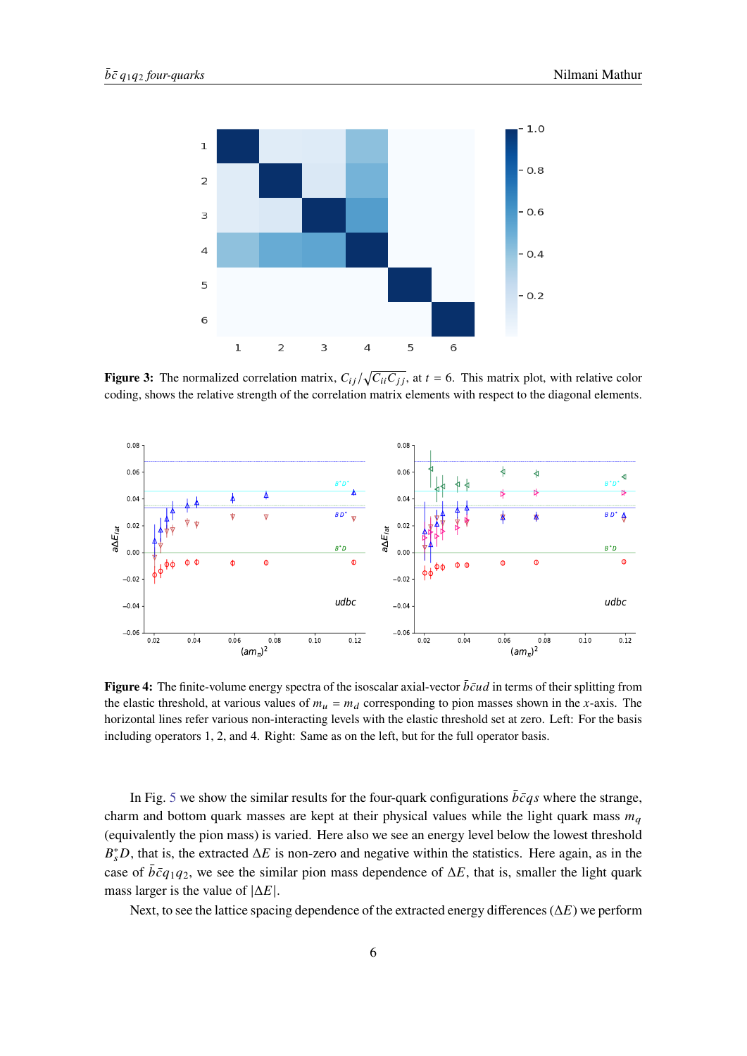**Figure 3:** The normalized correlation matrix, $C_{ij}/\sqrt{C_{ii}C_{jj}}$, at $t = 6$. This matrix plot, with relative color coding, shows the relative strength of the correlation matrix elements with respect to the diagonal elements.

**Figure 4:** The finite-volume energy spectra of the isoscalar axial-vector $\bar{b}\bar{c}ud$ in terms of their splitting from the elastic threshold, at various values of $m_u = m_d$ corresponding to pion masses shown in the $x$-axis. The horizontal lines refer various non-interacting levels with the elastic threshold set at zero. Left: For the basis including operators 1, 2, and 4. Right: Same as on the left, but for the full operator basis.

In Fig. 5 we show the similar results for the four-quark configurations $\bar{b}\bar{c}qs$ where the strange, charm and bottom quark masses are kept at their physical values while the light quark mass $m_q$ (equivalently the pion mass) is varied. Here also we see an energy level below the lowest threshold $B_s^*D$, that is, the extracted $\Delta E$ is non-zero and negative within the statistics. Here again, as in the case of $\bar{b}\bar{c}q_1q_2$, we see the similar pion mass dependence of $\Delta E$, that is, smaller the light quark mass larger is the value of $|\Delta E|$.

Next, to see the lattice spacing dependence of the extracted energy differences ($\Delta E$) we perform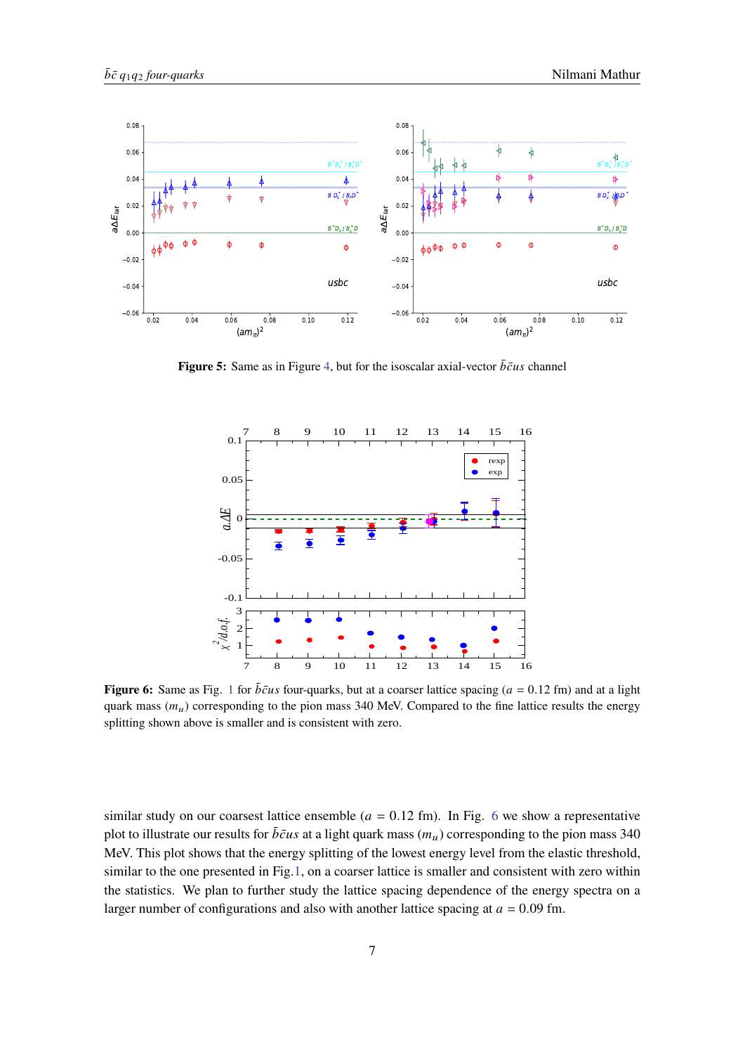**Figure 5:** Same as in Figure 4, but for the isoscalar axial-vector $\bar{b}\bar{c}us$ channel

**Figure 6:** Same as Fig. 1 for $\bar{b}\bar{c}us$ four-quarks, but at a coarser lattice spacing ($a = 0.12$ fm) and at a light quark mass ($m_u$) corresponding to the pion mass 340 MeV. Compared to the fine lattice results the energy splitting shown above is smaller and is consistent with zero.

similar study on our coarsest lattice ensemble ($a = 0.12$ fm). In Fig. 6 we show a representative plot to illustrate our results for $\bar{b}\bar{c}us$ at a light quark mass ($m_u$) corresponding to the pion mass 340 MeV. This plot shows that the energy splitting of the lowest energy level from the elastic threshold, similar to the one presented in Fig.1, on a coarser lattice is smaller and consistent with zero within the statistics. We plan to further study the lattice spacing dependence of the energy spectra on a larger number of configurations and also with another lattice spacing at $a = 0.09$ fm.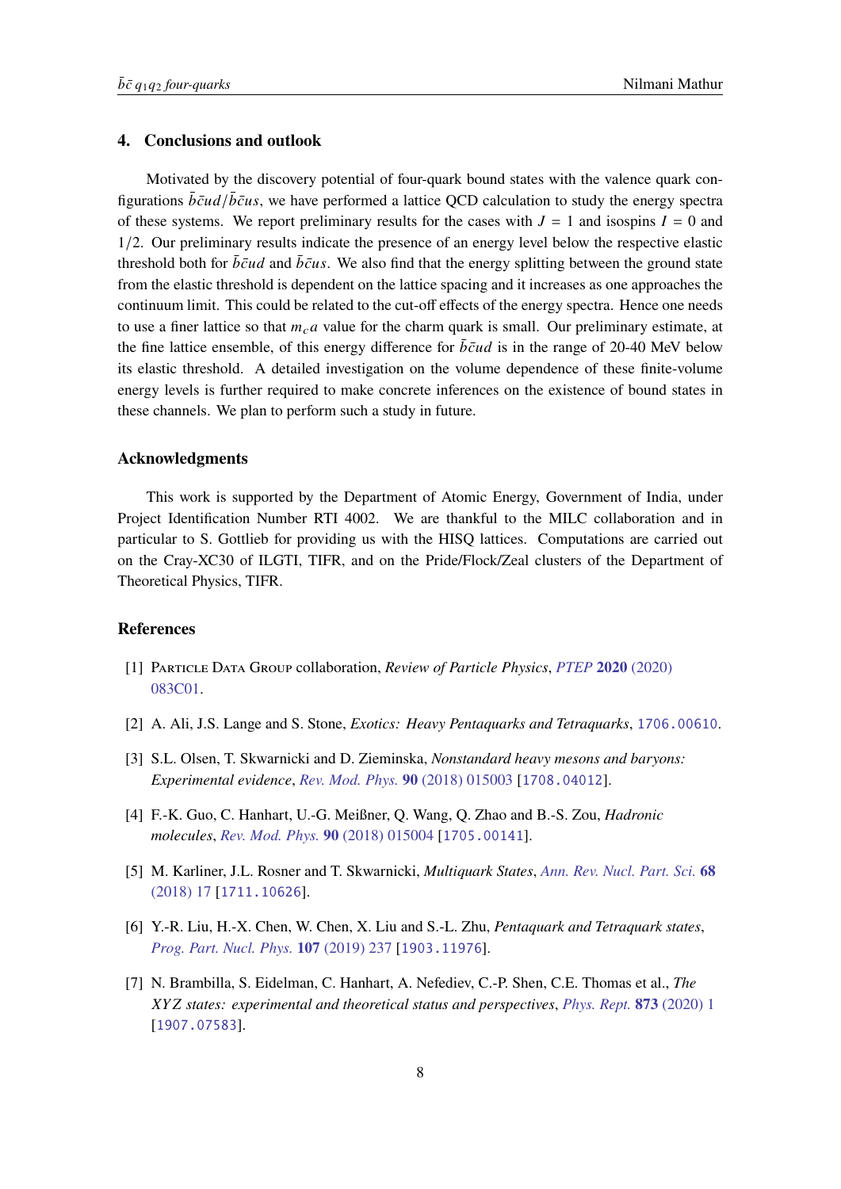## 4. Conclusions and outlook

Motivated by the discovery potential of four-quark bound states with the valence quark configurations $\bar{b}\bar{c}ud/\bar{b}\bar{c}us$, we have performed a lattice QCD calculation to study the energy spectra of these systems. We report preliminary results for the cases with $J = 1$ and isospins $I = 0$ and $1/2$. Our preliminary results indicate the presence of an energy level below the respective elastic threshold both for $\bar{b}\bar{c}ud$ and $\bar{b}\bar{c}us$. We also find that the energy splitting between the ground state from the elastic threshold is dependent on the lattice spacing and it increases as one approaches the continuum limit. This could be related to the cut-off effects of the energy spectra. Hence one needs to use a finer lattice so that $m_c a$ value for the charm quark is small. Our preliminary estimate, at the fine lattice ensemble, of this energy difference for $\bar{b}\bar{c}ud$ is in the range of 20-40 MeV below its elastic threshold. A detailed investigation on the volume dependence of these finite-volume energy levels is further required to make concrete inferences on the existence of bound states in these channels. We plan to perform such a study in future.

### Acknowledgments

This work is supported by the Department of Atomic Energy, Government of India, under Project Identification Number RTI 4002. We are thankful to the MILC collaboration and in particular to S. Gottlieb for providing us with the HISQ lattices. Computations are carried out on the Cray-XC30 of ILGTI, TIFR, and on the Pride/Flock/Zeal clusters of the Department of Theoretical Physics, TIFR.

### References

[1] Particle Data Group collaboration, *Review of Particle Physics*, PTEP **2020** (2020) 083C01.

[2] A. Ali, J.S. Lange and S. Stone, *Exotics: Heavy Pentaquarks and Tetraquarks*, 1706.00610.

[3] S.L. Olsen, T. Skwarnicki and D. Zieminska, *Nonstandard heavy mesons and baryons: Experimental evidence*, Rev. Mod. Phys. **90** (2018) 015003 [1708.04012].

[4] F.-K. Guo, C. Hanhart, U.-G. Meißner, Q. Wang, Q. Zhao and B.-S. Zou, *Hadronic molecules*, Rev. Mod. Phys. **90** (2018) 015004 [1705.00141].

[5] M. Karliner, J.L. Rosner and T. Skwarnicki, *Multiquark States*, Ann. Rev. Nucl. Part. Sci. **68** (2018) 17 [1711.10626].

[6] Y.-R. Liu, H.-X. Chen, W. Chen, X. Liu and S.-L. Zhu, *Pentaquark and Tetraquark states*, Prog. Part. Nucl. Phys. **107** (2019) 237 [1903.11976].

[7] N. Brambilla, S. Eidelman, C. Hanhart, A. Nefediev, C.-P. Shen, C.E. Thomas et al., *The XYZ states: experimental and theoretical status and perspectives*, Phys. Rept. **873** (2020) 1 [1907.07583].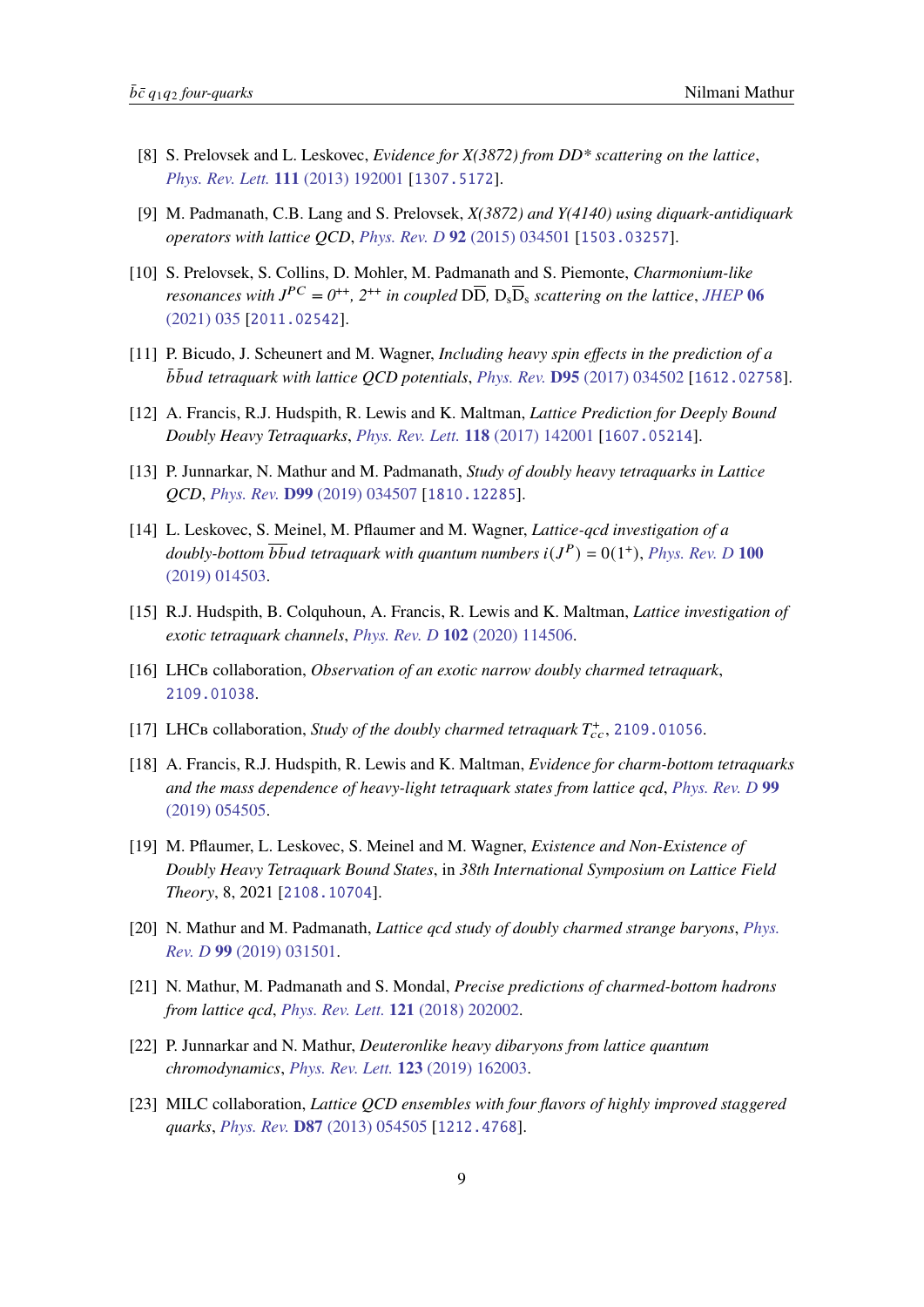[8] S. Prelovsek and L. Leskovec, *Evidence for X(3872) from DD* scattering on the lattice*, *Phys. Rev. Lett.* **111** (2013) 192001 [1307.5172].

[9] M. Padmanath, C.B. Lang and S. Prelovsek, *X(3872) and Y(4140) using diquark-antidiquark operators with lattice QCD*, *Phys. Rev. D* **92** (2015) 034501 [1503.03257].

[10] S. Prelovsek, S. Collins, D. Mohler, M. Padmanath and S. Piemonte, *Charmonium-like resonances with $J^{PC} = 0^{++}, 2^{++}$ in coupled $D\overline{D}$, $D_s\overline{D}_s$ scattering on the lattice*, *JHEP* **06** (2021) 035 [2011.02542].

[11] P. Bicudo, J. Scheunert and M. Wagner, *Including heavy spin effects in the prediction of a $\bar{b}\bar{b}ud$ tetraquark with lattice QCD potentials*, *Phys. Rev.* **D95** (2017) 034502 [1612.02758].

[12] A. Francis, R.J. Hudspith, R. Lewis and K. Maltman, *Lattice Prediction for Deeply Bound Doubly Heavy Tetraquarks*, *Phys. Rev. Lett.* **118** (2017) 142001 [1607.05214].

[13] P. Junnarkar, N. Mathur and M. Padmanath, *Study of doubly heavy tetraquarks in Lattice QCD*, *Phys. Rev.* **D99** (2019) 034507 [1810.12285].

[14] L. Leskovec, S. Meinel, M. Pflaumer and M. Wagner, *Lattice-qcd investigation of a doubly-bottom $\overline{b}\overline{b}ud$ tetraquark with quantum numbers $i(J^P) = 0(1^+)$*, *Phys. Rev. D* **100** (2019) 014503.

[15] R.J. Hudspith, B. Colquhoun, A. Francis, R. Lewis and K. Maltman, *Lattice investigation of exotic tetraquark channels*, *Phys. Rev. D* **102** (2020) 114506.

[16] LHCb collaboration, *Observation of an exotic narrow doubly charmed tetraquark*, 2109.01038.

[17] LHCb collaboration, *Study of the doubly charmed tetraquark $T_{cc}^+$*, 2109.01056.

[18] A. Francis, R.J. Hudspith, R. Lewis and K. Maltman, *Evidence for charm-bottom tetraquarks and the mass dependence of heavy-light tetraquark states from lattice qcd*, *Phys. Rev. D* **99** (2019) 054505.

[19] M. Pflaumer, L. Leskovec, S. Meinel and M. Wagner, *Existence and Non-Existence of Doubly Heavy Tetraquark Bound States*, in *38th International Symposium on Lattice Field Theory*, 8, 2021 [2108.10704].

[20] N. Mathur and M. Padmanath, *Lattice qcd study of doubly charmed strange baryons*, *Phys. Rev. D* **99** (2019) 031501.

[21] N. Mathur, M. Padmanath and S. Mondal, *Precise predictions of charmed-bottom hadrons from lattice qcd*, *Phys. Rev. Lett.* **121** (2018) 202002.

[22] P. Junnarkar and N. Mathur, *Deuteronlike heavy dibaryons from lattice quantum chromodynamics*, *Phys. Rev. Lett.* **123** (2019) 162003.

[23] MILC collaboration, *Lattice QCD ensembles with four flavors of highly improved staggered quarks*, *Phys. Rev.* **D87** (2013) 054505 [1212.4768].